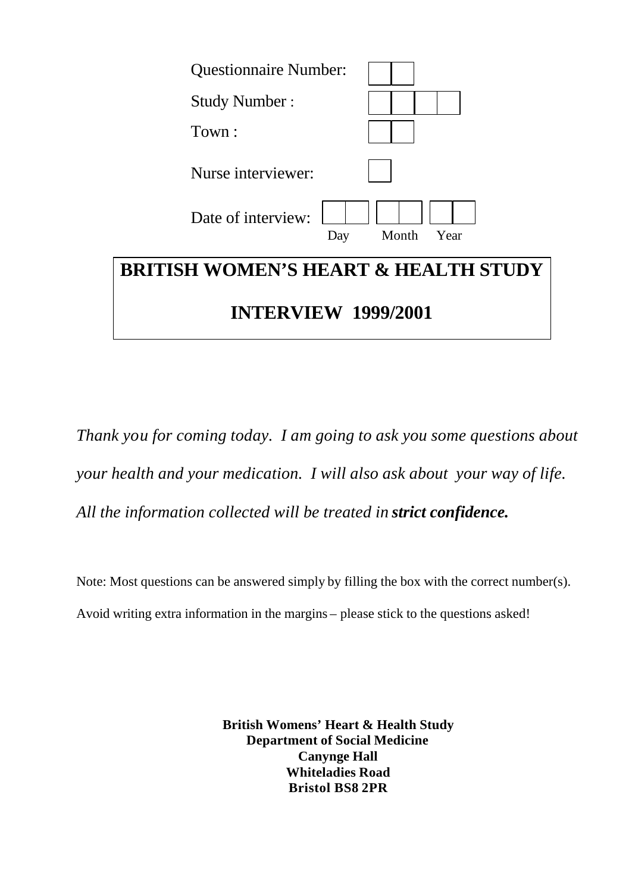Questionnaire Number: [ | ]

Study Number : [ | | | ]

Town : [ | ]

Nurse interviewer: [ ]

Date of interview: [ | ] [ | ] [ | ]
Day Month Year

# BRITISH WOMEN'S HEART & HEALTH STUDY

## INTERVIEW 1999/2001

*Thank you for coming today. I am going to ask you some questions about your health and your medication. I will also ask about your way of life. All the information collected will be treated in* ***strict confidence.***

Note: Most questions can be answered simply by filling the box with the correct number(s).

Avoid writing extra information in the margins – please stick to the questions asked!

**British Womens' Heart & Health Study**
**Department of Social Medicine**
**Canynge Hall**
**Whiteladies Road**
**Bristol BS8 2PR**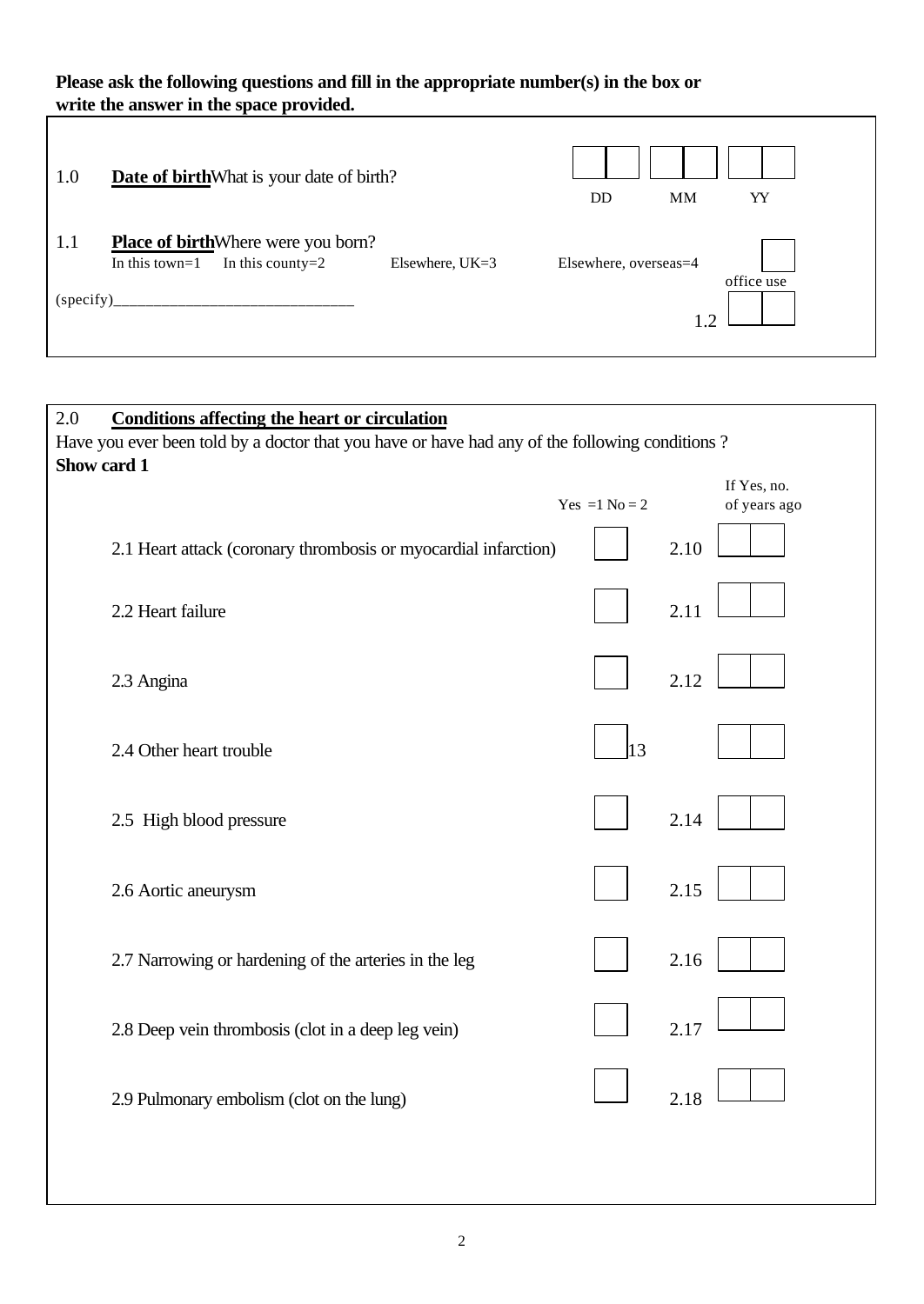**Please ask the following questions and fill in the appropriate number(s) in the box or write the answer in the space provided.**

1.0 **Date of birth** What is your date of birth?

| DD | MM | YY |
|---|---|---|
| | | |

1.1 **Place of birth** Where were you born?

In this town=1 In this county=2 Elsewhere, UK=3 Elsewhere, overseas=4

(specify)______________________________

office use

1.2

2.0 **Conditions affecting the heart or circulation**

Have you ever been told by a doctor that you have or have had any of the following conditions ?

**Show card 1**

| | Yes =1 No = 2 | | If Yes, no. of years ago |
|---|---|---|---|
| 2.1 Heart attack (coronary thrombosis or myocardial infarction) | | 2.10 | |
| 2.2 Heart failure | | 2.11 | |
| 2.3 Angina | | 2.12 | |
| 2.4 Other heart trouble | | 13 | |
| 2.5 High blood pressure | | 2.14 | |
| 2.6 Aortic aneurysm | | 2.15 | |
| 2.7 Narrowing or hardening of the arteries in the leg | | 2.16 | |
| 2.8 Deep vein thrombosis (clot in a deep leg vein) | | 2.17 | |
| 2.9 Pulmonary embolism (clot on the lung) | | 2.18 | |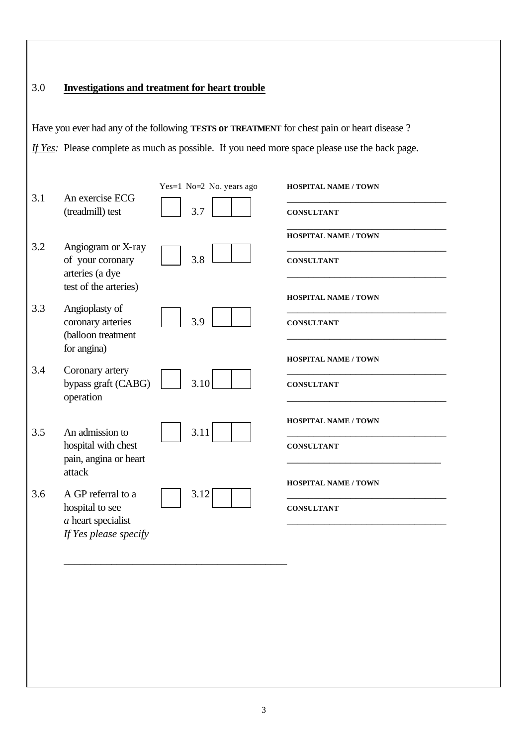## 3.0 Investigations and treatment for heart trouble

Have you ever had any of the following **TESTS or TREATMENT** for chest pain or heart disease ?

*If Yes:* Please complete as much as possible. If you need more space please use the back page.

| | | Yes=1 No=2 | | No. years ago | |
|---|---|---|---|---|---|
| 3.1 | An exercise ECG (treadmill) test | [ ] | 3.7 | [ ][ ] | **HOSPITAL NAME / TOWN** ________ **CONSULTANT** ________ |
| 3.2 | Angiogram or X-ray of your coronary arteries (a dye test of the arteries) | [ ] | 3.8 | [ ][ ] | **HOSPITAL NAME / TOWN** ________ **CONSULTANT** ________ |
| 3.3 | Angioplasty of coronary arteries (balloon treatment for angina) | [ ] | 3.9 | [ ][ ] | **HOSPITAL NAME / TOWN** ________ **CONSULTANT** ________ |
| 3.4 | Coronary artery bypass graft (CABG) operation | [ ] | 3.10 | [ ][ ] | **HOSPITAL NAME / TOWN** ________ **CONSULTANT** ________ |
| 3.5 | An admission to hospital with chest pain, angina or heart attack | [ ] | 3.11 | [ ][ ] | **HOSPITAL NAME / TOWN** ________ **CONSULTANT** ________ |
| 3.6 | A GP referral to a hospital to see *a* heart specialist *If Yes please specify* | [ ] | 3.12 | [ ][ ] | **HOSPITAL NAME / TOWN** ________ **CONSULTANT** ________ |

________________________________________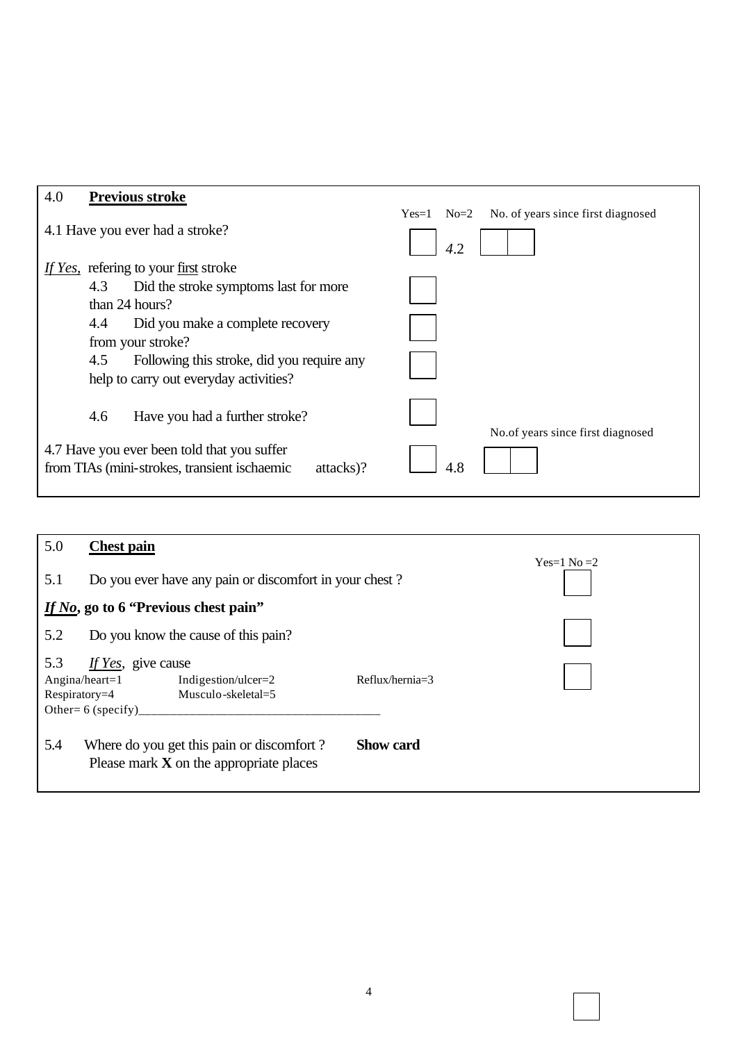## 4.0 **Previous stroke**

| | Yes=1 No=2 | | No. of years since first diagnosed |
|---|---|---|---|
| 4.1 Have you ever had a stroke? | ☐ | 4.2 | ☐☐ |
| *If Yes,* refering to your first stroke | | | |
| 4.3 Did the stroke symptoms last for more than 24 hours? | ☐ | | |
| 4.4 Did you make a complete recovery from your stroke? | ☐ | | |
| 4.5 Following this stroke, did you require any help to carry out everyday activities? | ☐ | | |
| 4.6 Have you had a further stroke? | ☐ | | |
| | | | No.of years since first diagnosed |
| 4.7 Have you ever been told that you suffer from TIAs (mini-strokes, transient ischaemic attacks)? | ☐ | 4.8 | ☐☐ |

## 5.0 **Chest pain**

| | Yes=1 No =2 |
|---|---|
| 5.1 Do you ever have any pain or discomfort in your chest ? | ☐ |
| ***If No*, go to 6 "Previous chest pain"** | |
| 5.2 Do you know the cause of this pain? | ☐ |
| 5.3 *If Yes*, give cause | ☐ |

Angina/heart=1 Indigestion/ulcer=2 Reflux/hernia=3
Respiratory=4 Musculo-skeletal=5
Other= 6 (specify)______________________________________

5.4 Where do you get this pain or discomfort ? **Show card**
Please mark **X** on the appropriate places

☐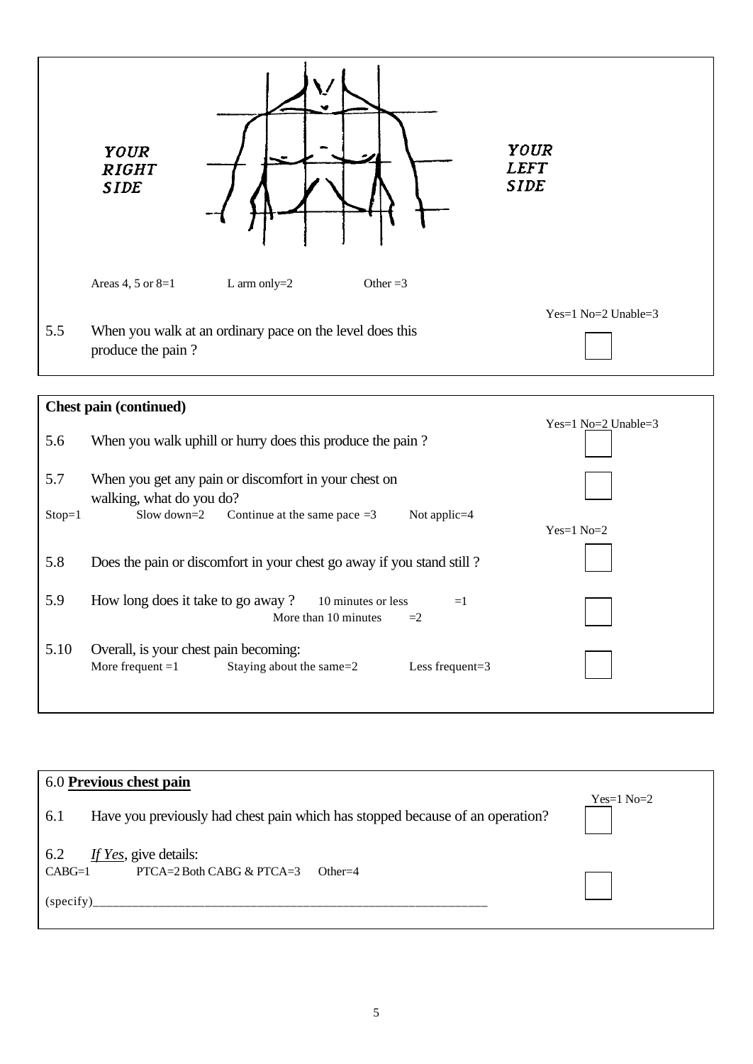YOUR RIGHT SIDE

YOUR LEFT SIDE

Areas 4, 5 or 8=1 L arm only=2 Other =3

| | | Yes=1 No=2 Unable=3 |
|---|---|---|
| 5.5 | When you walk at an ordinary pace on the level does this produce the pain ? | ☐ |

**Chest pain (continued)**

| | | |
|---|---|---|
| 5.6 | When you walk uphill or hurry does this produce the pain ? | Yes=1 No=2 Unable=3 ☐ |
| 5.7 | When you get any pain or discomfort in your chest on walking, what do you do? Stop=1 Slow down=2 Continue at the same pace =3 Not applic=4 | ☐ |
| 5.8 | Does the pain or discomfort in your chest go away if you stand still ? | Yes=1 No=2 ☐ |
| 5.9 | How long does it take to go away ? 10 minutes or less =1 More than 10 minutes =2 | ☐ |
| 5.10 | Overall, is your chest pain becoming: More frequent =1 Staying about the same=2 Less frequent=3 | ☐ |

6.0 **Previous chest pain**

| | | |
|---|---|---|
| 6.1 | Have you previously had chest pain which has stopped because of an operation? | Yes=1 No=2 ☐ |
| 6.2 | *If Yes*, give details: CABG=1 PTCA=2 Both CABG & PTCA=3 Other=4 | ☐ |

(specify)_______________________________________________________________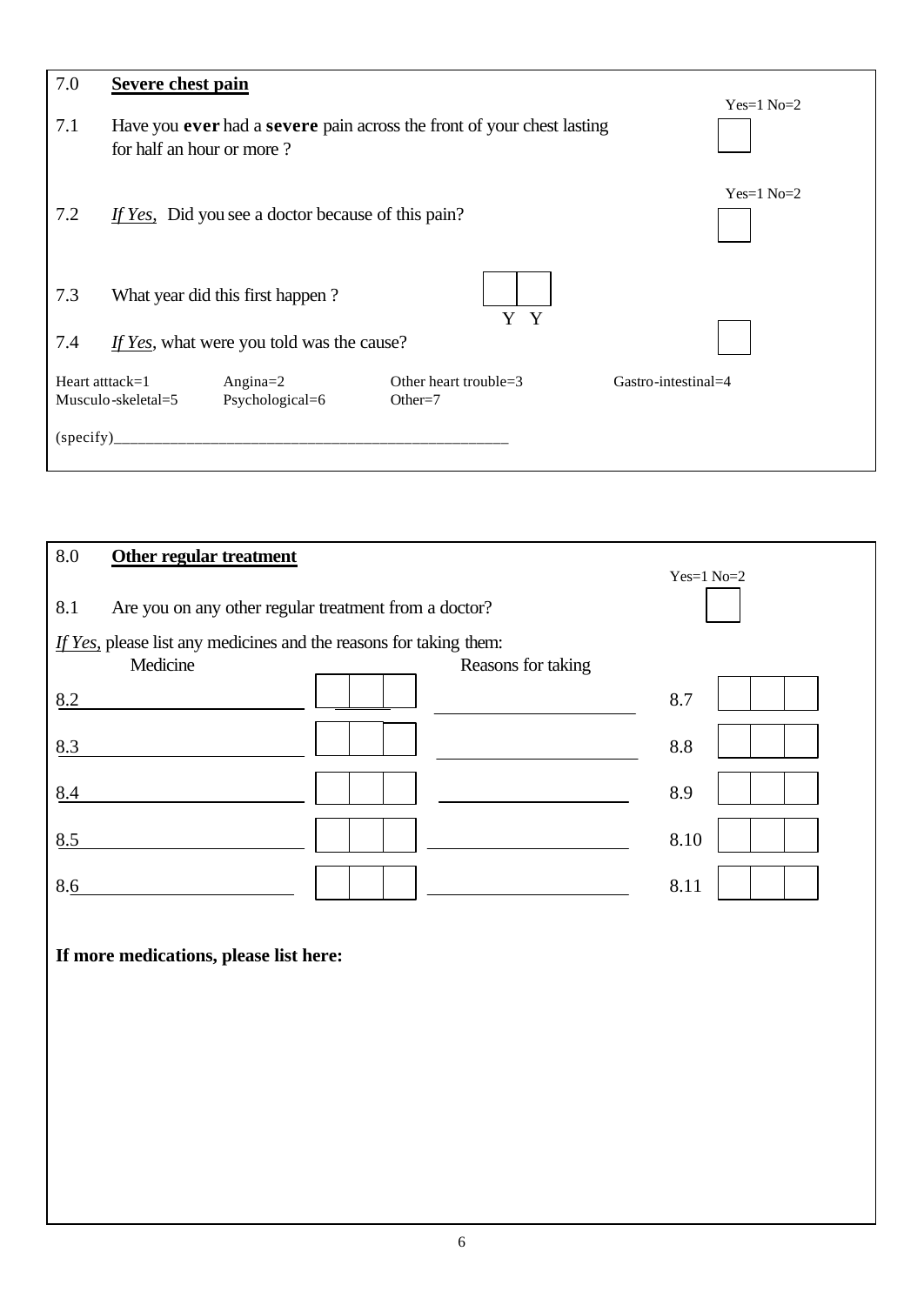## 7.0 **Severe chest pain**

**7.1** Have you **ever** had a **severe** pain across the front of your chest lasting for half an hour or more ? — Yes=1 No=2 [ ]

**7.2** *If Yes*, Did you see a doctor because of this pain? — Yes=1 No=2 [ ]

**7.3** What year did this first happen ? [ ][ ] Y Y

**7.4** *If Yes*, what were you told was the cause? [ ]

| | | | |
|---|---|---|---|
| Heart atttack=1 | Angina=2 | Other heart trouble=3 | Gastro-intestinal=4 |
| Musculo-skeletal=5 | Psychological=6 | Other=7 | |

(specify)\_\_\_\_\_\_\_\_\_\_\_\_\_\_\_\_\_\_\_\_\_\_\_\_\_\_\_\_\_\_\_\_\_\_\_\_\_\_\_\_\_\_\_\_\_\_\_\_

## 8.0 **Other regular treatment**

**8.1** Are you on any other regular treatment from a doctor? — Yes=1 No=2 [ ]

*If Yes*, please list any medicines and the reasons for taking them:

| Medicine | | Reasons for taking | |
|---|---|---|---|
| 8.2 \_\_\_\_\_\_\_\_\_\_\_\_\_\_\_\_ | [ ][ ][ ] | \_\_\_\_\_\_\_\_\_\_\_\_\_\_\_\_ | 8.7 [ ][ ][ ] |
| 8.3 \_\_\_\_\_\_\_\_\_\_\_\_\_\_\_\_ | [ ][ ][ ] | \_\_\_\_\_\_\_\_\_\_\_\_\_\_\_\_ | 8.8 [ ][ ][ ] |
| 8.4 \_\_\_\_\_\_\_\_\_\_\_\_\_\_\_\_ | [ ][ ][ ] | \_\_\_\_\_\_\_\_\_\_\_\_\_\_\_\_ | 8.9 [ ][ ][ ] |
| 8.5 \_\_\_\_\_\_\_\_\_\_\_\_\_\_\_\_ | [ ][ ][ ] | \_\_\_\_\_\_\_\_\_\_\_\_\_\_\_\_ | 8.10 [ ][ ][ ] |
| 8.6 \_\_\_\_\_\_\_\_\_\_\_\_\_\_\_\_ | [ ][ ][ ] | \_\_\_\_\_\_\_\_\_\_\_\_\_\_\_\_ | 8.11 [ ][ ][ ] |

**If more medications, please list here:**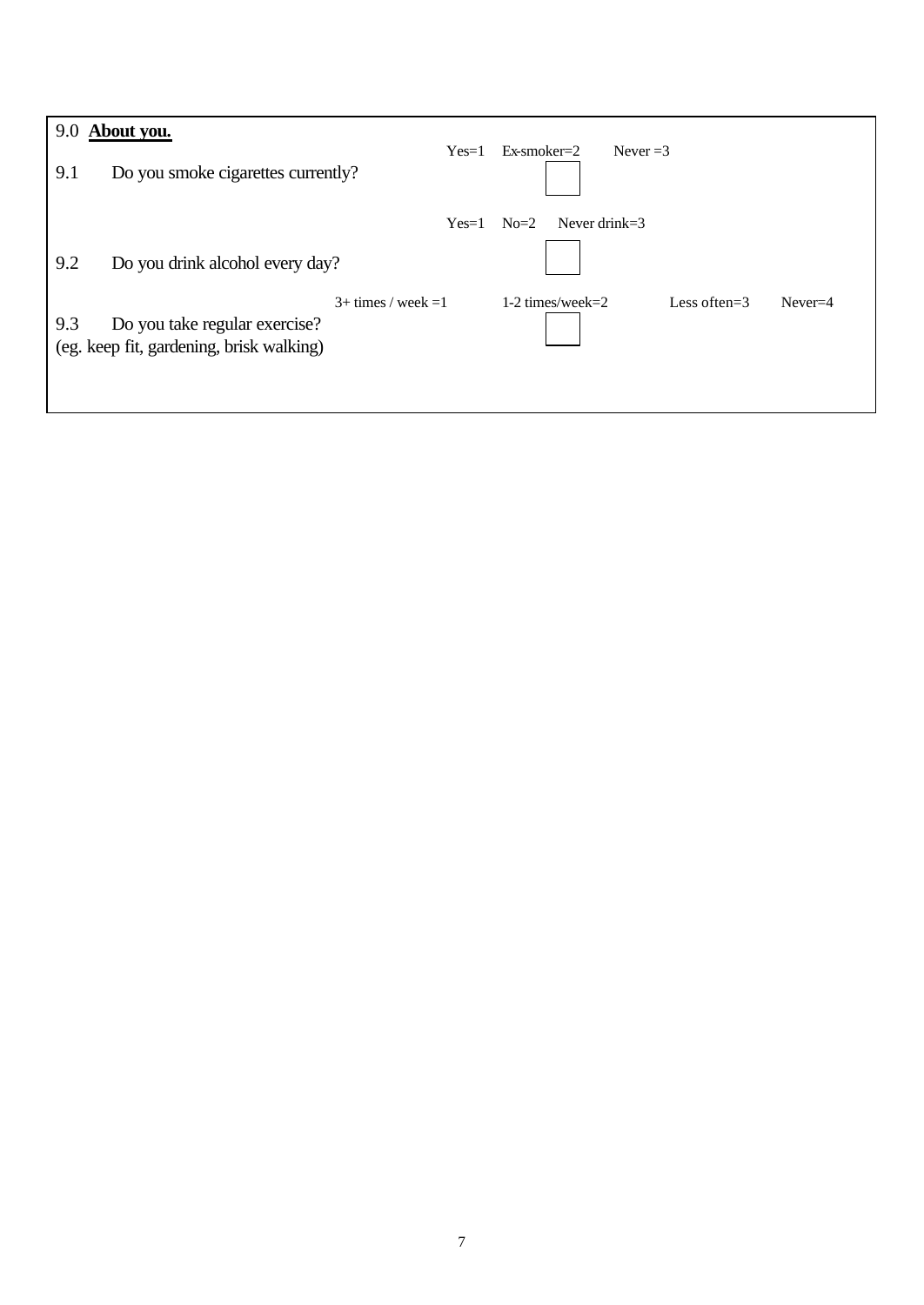## 9.0 **About you.**

**9.1** Do you smoke cigarettes currently?

Yes=1 Ex-smoker=2 Never =3

☐

**9.2** Do you drink alcohol every day?

Yes=1 No=2 Never drink=3

☐

**9.3** Do you take regular exercise?
(eg. keep fit, gardening, brisk walking)

3+ times / week =1 1-2 times/week=2 Less often=3 Never=4

☐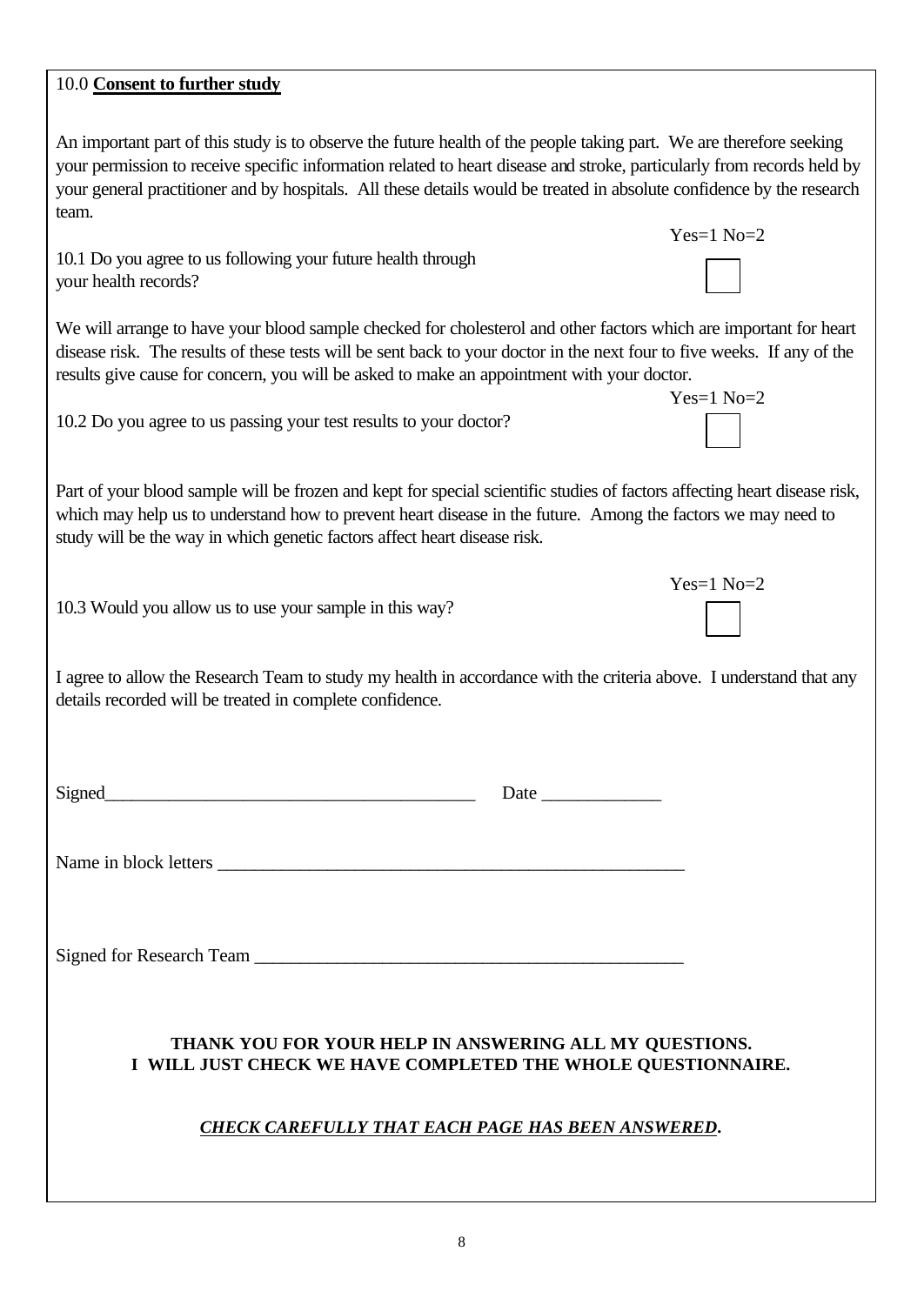10.0 **Consent to further study**

An important part of this study is to observe the future health of the people taking part. We are therefore seeking your permission to receive specific information related to heart disease and stroke, particularly from records held by your general practitioner and by hospitals. All these details would be treated in absolute confidence by the research team.

Yes=1 No=2

10.1 Do you agree to us following your future health through your health records? ☐

We will arrange to have your blood sample checked for cholesterol and other factors which are important for heart disease risk. The results of these tests will be sent back to your doctor in the next four to five weeks. If any of the results give cause for concern, you will be asked to make an appointment with your doctor.

Yes=1 No=2

10.2 Do you agree to us passing your test results to your doctor? ☐

Part of your blood sample will be frozen and kept for special scientific studies of factors affecting heart disease risk, which may help us to understand how to prevent heart disease in the future. Among the factors we may need to study will be the way in which genetic factors affect heart disease risk.

Yes=1 No=2

10.3 Would you allow us to use your sample in this way? ☐

I agree to allow the Research Team to study my health in accordance with the criteria above. I understand that any details recorded will be treated in complete confidence.

Signed_________________________________________ Date _____________

Name in block letters ____________________________________________________

Signed for Research Team ________________________________________________

**THANK YOU FOR YOUR HELP IN ANSWERING ALL MY QUESTIONS.**
**I WILL JUST CHECK WE HAVE COMPLETED THE WHOLE QUESTIONNAIRE.**

***CHECK CAREFULLY THAT EACH PAGE HAS BEEN ANSWERED.***